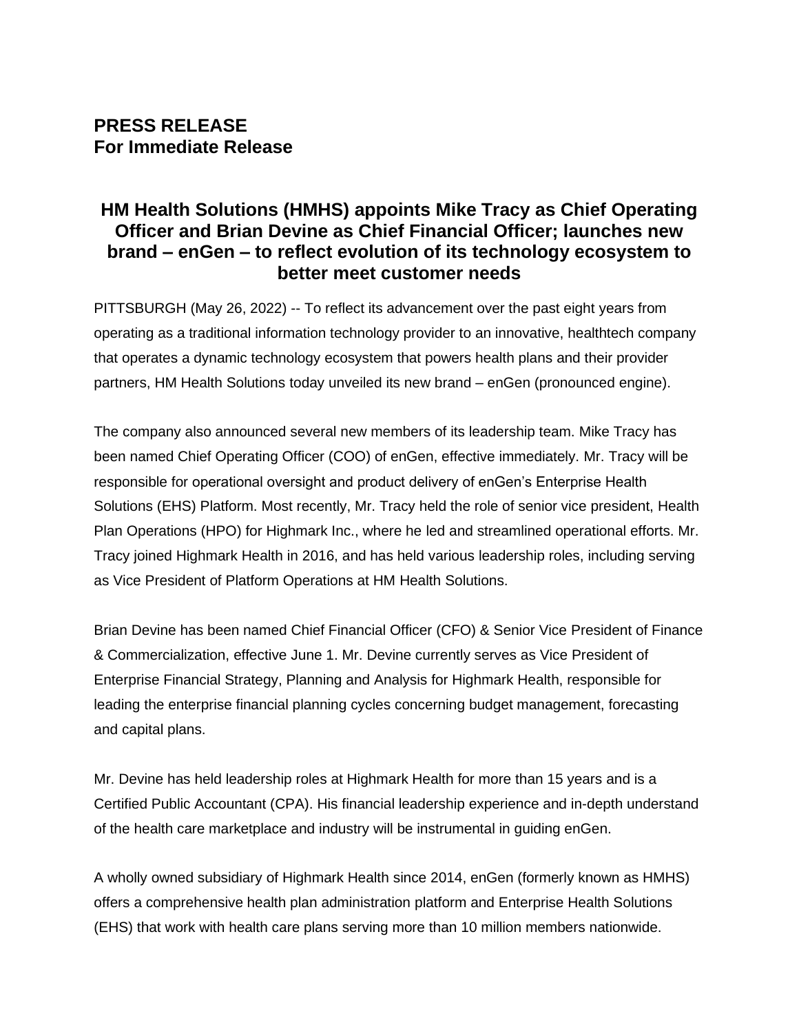**PRESS RELEASE**
**For Immediate Release**

## HM Health Solutions (HMHS) appoints Mike Tracy as Chief Operating Officer and Brian Devine as Chief Financial Officer; launches new brand – enGen – to reflect evolution of its technology ecosystem to better meet customer needs

PITTSBURGH (May 26, 2022) -- To reflect its advancement over the past eight years from operating as a traditional information technology provider to an innovative, healthtech company that operates a dynamic technology ecosystem that powers health plans and their provider partners, HM Health Solutions today unveiled its new brand – enGen (pronounced engine).

The company also announced several new members of its leadership team. Mike Tracy has been named Chief Operating Officer (COO) of enGen, effective immediately. Mr. Tracy will be responsible for operational oversight and product delivery of enGen's Enterprise Health Solutions (EHS) Platform. Most recently, Mr. Tracy held the role of senior vice president, Health Plan Operations (HPO) for Highmark Inc., where he led and streamlined operational efforts. Mr. Tracy joined Highmark Health in 2016, and has held various leadership roles, including serving as Vice President of Platform Operations at HM Health Solutions.

Brian Devine has been named Chief Financial Officer (CFO) & Senior Vice President of Finance & Commercialization, effective June 1. Mr. Devine currently serves as Vice President of Enterprise Financial Strategy, Planning and Analysis for Highmark Health, responsible for leading the enterprise financial planning cycles concerning budget management, forecasting and capital plans.

Mr. Devine has held leadership roles at Highmark Health for more than 15 years and is a Certified Public Accountant (CPA). His financial leadership experience and in-depth understand of the health care marketplace and industry will be instrumental in guiding enGen.

A wholly owned subsidiary of Highmark Health since 2014, enGen (formerly known as HMHS) offers a comprehensive health plan administration platform and Enterprise Health Solutions (EHS) that work with health care plans serving more than 10 million members nationwide.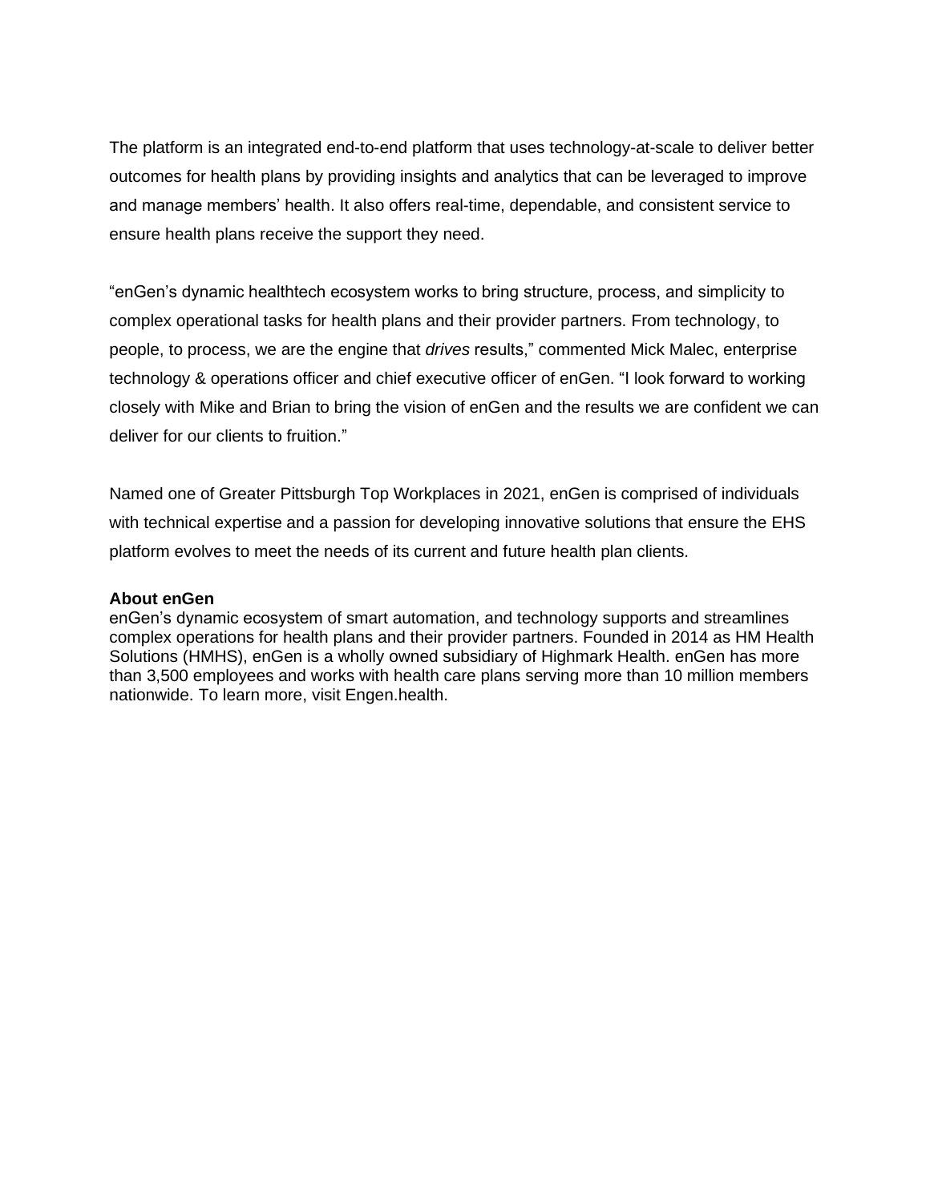The platform is an integrated end-to-end platform that uses technology-at-scale to deliver better outcomes for health plans by providing insights and analytics that can be leveraged to improve and manage members' health. It also offers real-time, dependable, and consistent service to ensure health plans receive the support they need.

"enGen's dynamic healthtech ecosystem works to bring structure, process, and simplicity to complex operational tasks for health plans and their provider partners. From technology, to people, to process, we are the engine that *drives* results," commented Mick Malec, enterprise technology & operations officer and chief executive officer of enGen. "I look forward to working closely with Mike and Brian to bring the vision of enGen and the results we are confident we can deliver for our clients to fruition."

Named one of Greater Pittsburgh Top Workplaces in 2021, enGen is comprised of individuals with technical expertise and a passion for developing innovative solutions that ensure the EHS platform evolves to meet the needs of its current and future health plan clients.

**About enGen**

enGen's dynamic ecosystem of smart automation, and technology supports and streamlines complex operations for health plans and their provider partners. Founded in 2014 as HM Health Solutions (HMHS), enGen is a wholly owned subsidiary of Highmark Health. enGen has more than 3,500 employees and works with health care plans serving more than 10 million members nationwide. To learn more, visit Engen.health.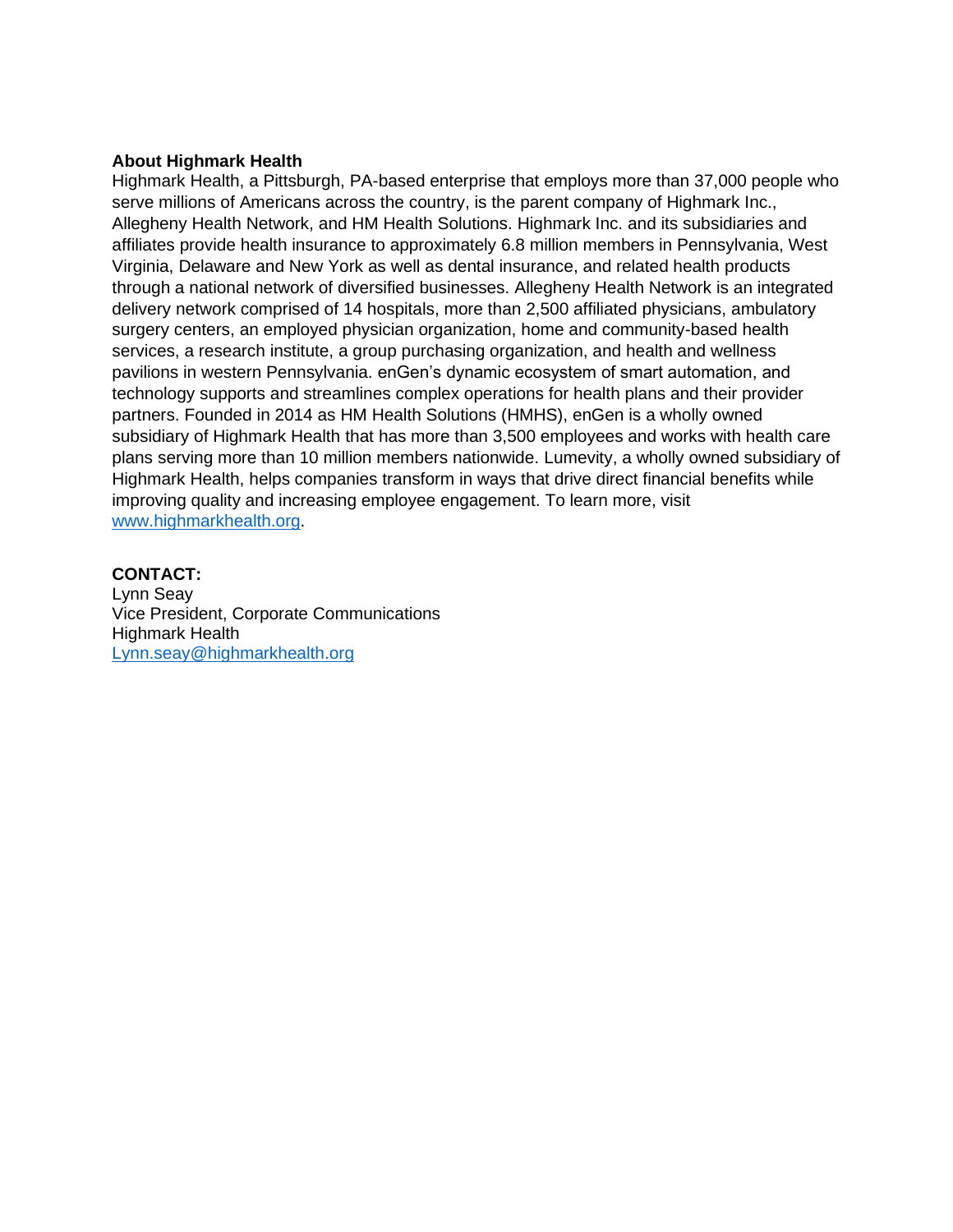**About Highmark Health**

Highmark Health, a Pittsburgh, PA-based enterprise that employs more than 37,000 people who serve millions of Americans across the country, is the parent company of Highmark Inc., Allegheny Health Network, and HM Health Solutions. Highmark Inc. and its subsidiaries and affiliates provide health insurance to approximately 6.8 million members in Pennsylvania, West Virginia, Delaware and New York as well as dental insurance, and related health products through a national network of diversified businesses. Allegheny Health Network is an integrated delivery network comprised of 14 hospitals, more than 2,500 affiliated physicians, ambulatory surgery centers, an employed physician organization, home and community-based health services, a research institute, a group purchasing organization, and health and wellness pavilions in western Pennsylvania. enGen's dynamic ecosystem of smart automation, and technology supports and streamlines complex operations for health plans and their provider partners. Founded in 2014 as HM Health Solutions (HMHS), enGen is a wholly owned subsidiary of Highmark Health that has more than 3,500 employees and works with health care plans serving more than 10 million members nationwide. Lumevity, a wholly owned subsidiary of Highmark Health, helps companies transform in ways that drive direct financial benefits while improving quality and increasing employee engagement. To learn more, visit [www.highmarkhealth.org](www.highmarkhealth.org).

**CONTACT:**

Lynn Seay
Vice President, Corporate Communications
Highmark Health
[Lynn.seay@highmarkhealth.org](mailto:Lynn.seay@highmarkhealth.org)